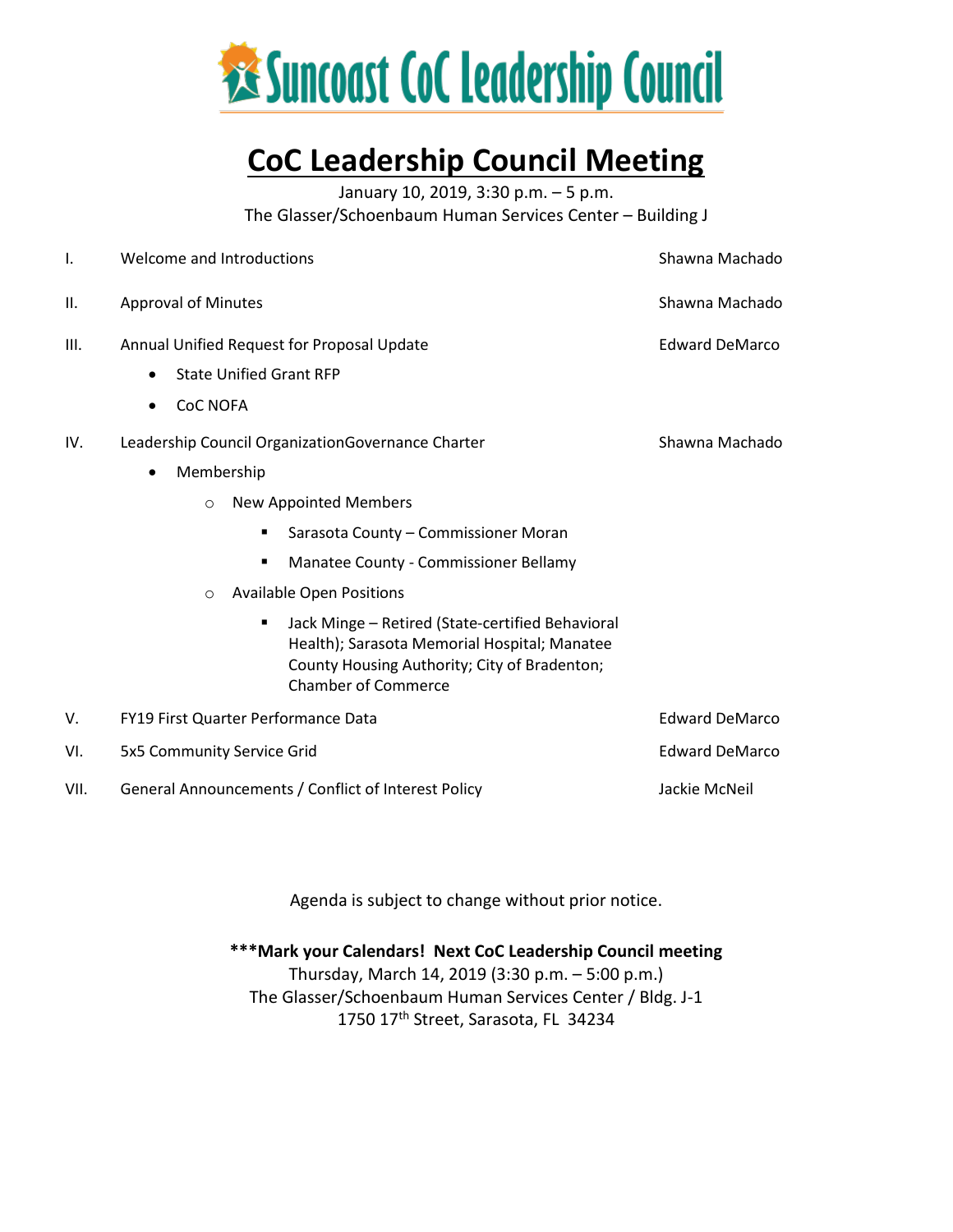# Suncoast CoC Leadership Council

# CoC Leadership Council Meeting

January 10, 2019, 3:30 p.m. – 5 p.m.
The Glasser/Schoenbaum Human Services Center – Building J

| | | |
|---|---|---|
| I. | Welcome and Introductions | Shawna Machado |
| II. | Approval of Minutes | Shawna Machado |
| III. | Annual Unified Request for Proposal Update | Edward DeMarco |
| IV. | Leadership Council OrganizationGovernance Charter | Shawna Machado |
| V. | FY19 First Quarter Performance Data | Edward DeMarco |
| VI. | 5x5 Community Service Grid | Edward DeMarco |
| VII. | General Announcements / Conflict of Interest Policy | Jackie McNeil |

III. Annual Unified Request for Proposal Update — Edward DeMarco

- State Unified Grant RFP
- CoC NOFA

IV. Leadership Council OrganizationGovernance Charter — Shawna Machado

- Membership
  - New Appointed Members
    - Sarasota County – Commissioner Moran
    - Manatee County - Commissioner Bellamy
  - Available Open Positions
    - Jack Minge – Retired (State-certified Behavioral Health); Sarasota Memorial Hospital; Manatee County Housing Authority; City of Bradenton; Chamber of Commerce

Agenda is subject to change without prior notice.

**\*\*\*Mark your Calendars! Next CoC Leadership Council meeting**
Thursday, March 14, 2019 (3:30 p.m. – 5:00 p.m.)
The Glasser/Schoenbaum Human Services Center / Bldg. J-1
1750 17th Street, Sarasota, FL 34234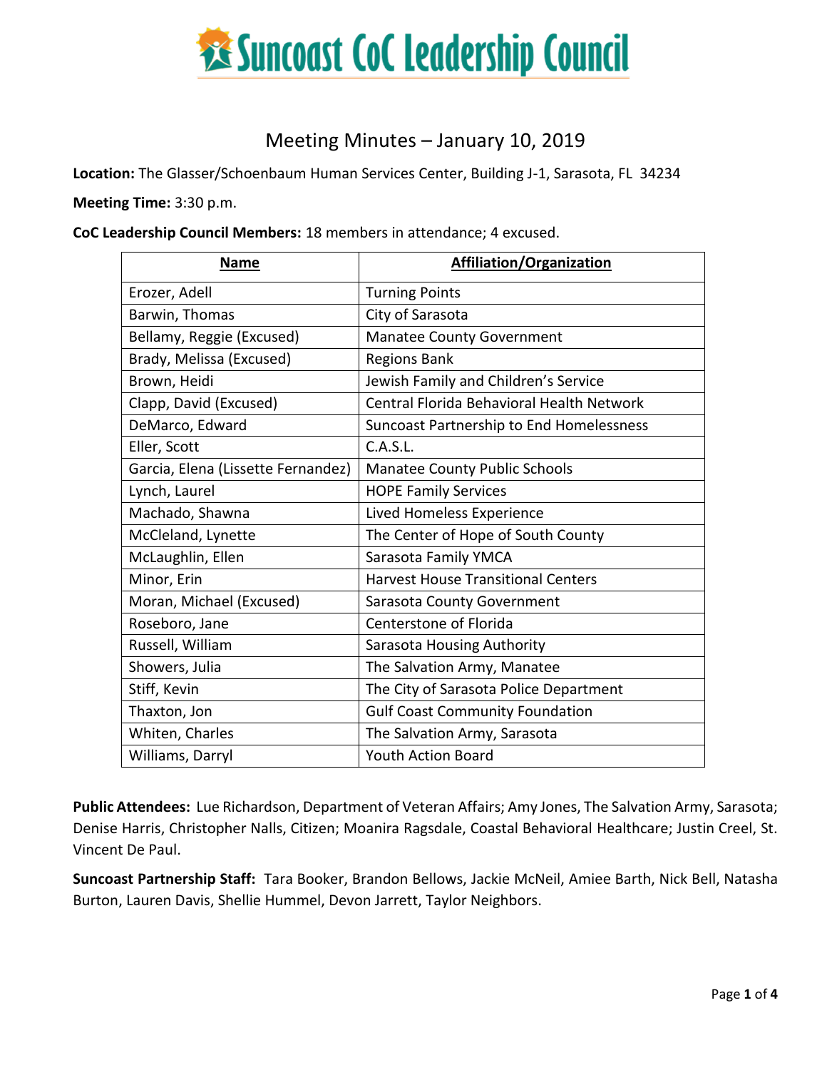# Suncoast CoC Leadership Council

## Meeting Minutes – January 10, 2019

**Location:** The Glasser/Schoenbaum Human Services Center, Building J-1, Sarasota, FL 34234

**Meeting Time:** 3:30 p.m.

**CoC Leadership Council Members:** 18 members in attendance; 4 excused.

| Name | Affiliation/Organization |
|---|---|
| Erozer, Adell | Turning Points |
| Barwin, Thomas | City of Sarasota |
| Bellamy, Reggie (Excused) | Manatee County Government |
| Brady, Melissa (Excused) | Regions Bank |
| Brown, Heidi | Jewish Family and Children's Service |
| Clapp, David (Excused) | Central Florida Behavioral Health Network |
| DeMarco, Edward | Suncoast Partnership to End Homelessness |
| Eller, Scott | C.A.S.L. |
| Garcia, Elena (Lissette Fernandez) | Manatee County Public Schools |
| Lynch, Laurel | HOPE Family Services |
| Machado, Shawna | Lived Homeless Experience |
| McCleland, Lynette | The Center of Hope of South County |
| McLaughlin, Ellen | Sarasota Family YMCA |
| Minor, Erin | Harvest House Transitional Centers |
| Moran, Michael (Excused) | Sarasota County Government |
| Roseboro, Jane | Centerstone of Florida |
| Russell, William | Sarasota Housing Authority |
| Showers, Julia | The Salvation Army, Manatee |
| Stiff, Kevin | The City of Sarasota Police Department |
| Thaxton, Jon | Gulf Coast Community Foundation |
| Whiten, Charles | The Salvation Army, Sarasota |
| Williams, Darryl | Youth Action Board |

**Public Attendees:** Lue Richardson, Department of Veteran Affairs; Amy Jones, The Salvation Army, Sarasota; Denise Harris, Christopher Nalls, Citizen; Moanira Ragsdale, Coastal Behavioral Healthcare; Justin Creel, St. Vincent De Paul.

**Suncoast Partnership Staff:** Tara Booker, Brandon Bellows, Jackie McNeil, Amiee Barth, Nick Bell, Natasha Burton, Lauren Davis, Shellie Hummel, Devon Jarrett, Taylor Neighbors.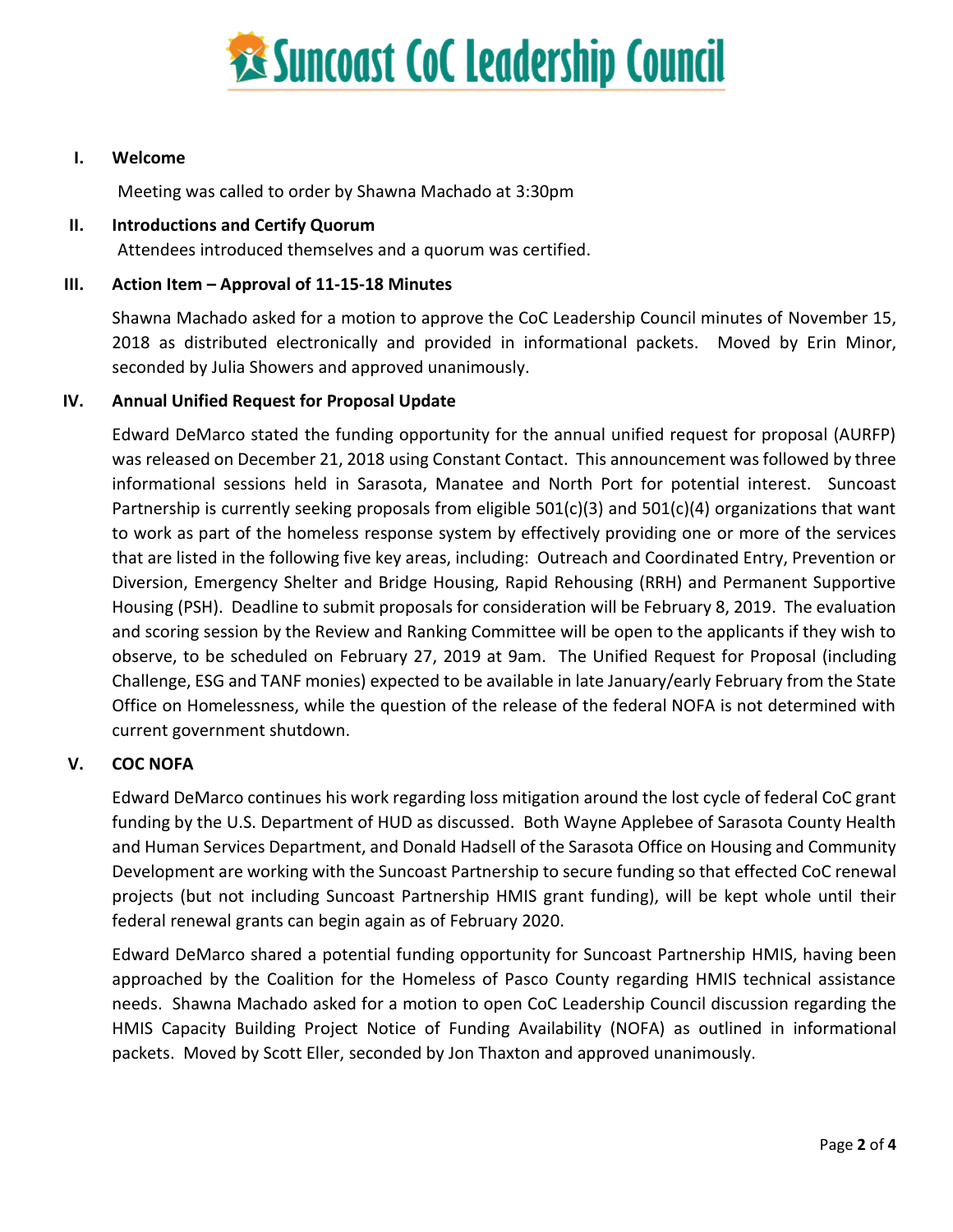# Suncoast CoC Leadership Council

## I. Welcome

Meeting was called to order by Shawna Machado at 3:30pm

## II. Introductions and Certify Quorum

Attendees introduced themselves and a quorum was certified.

## III. Action Item – Approval of 11-15-18 Minutes

Shawna Machado asked for a motion to approve the CoC Leadership Council minutes of November 15, 2018 as distributed electronically and provided in informational packets. Moved by Erin Minor, seconded by Julia Showers and approved unanimously.

## IV. Annual Unified Request for Proposal Update

Edward DeMarco stated the funding opportunity for the annual unified request for proposal (AURFP) was released on December 21, 2018 using Constant Contact. This announcement was followed by three informational sessions held in Sarasota, Manatee and North Port for potential interest. Suncoast Partnership is currently seeking proposals from eligible 501(c)(3) and 501(c)(4) organizations that want to work as part of the homeless response system by effectively providing one or more of the services that are listed in the following five key areas, including: Outreach and Coordinated Entry, Prevention or Diversion, Emergency Shelter and Bridge Housing, Rapid Rehousing (RRH) and Permanent Supportive Housing (PSH). Deadline to submit proposals for consideration will be February 8, 2019. The evaluation and scoring session by the Review and Ranking Committee will be open to the applicants if they wish to observe, to be scheduled on February 27, 2019 at 9am. The Unified Request for Proposal (including Challenge, ESG and TANF monies) expected to be available in late January/early February from the State Office on Homelessness, while the question of the release of the federal NOFA is not determined with current government shutdown.

## V. COC NOFA

Edward DeMarco continues his work regarding loss mitigation around the lost cycle of federal CoC grant funding by the U.S. Department of HUD as discussed. Both Wayne Applebee of Sarasota County Health and Human Services Department, and Donald Hadsell of the Sarasota Office on Housing and Community Development are working with the Suncoast Partnership to secure funding so that effected CoC renewal projects (but not including Suncoast Partnership HMIS grant funding), will be kept whole until their federal renewal grants can begin again as of February 2020.

Edward DeMarco shared a potential funding opportunity for Suncoast Partnership HMIS, having been approached by the Coalition for the Homeless of Pasco County regarding HMIS technical assistance needs. Shawna Machado asked for a motion to open CoC Leadership Council discussion regarding the HMIS Capacity Building Project Notice of Funding Availability (NOFA) as outlined in informational packets. Moved by Scott Eller, seconded by Jon Thaxton and approved unanimously.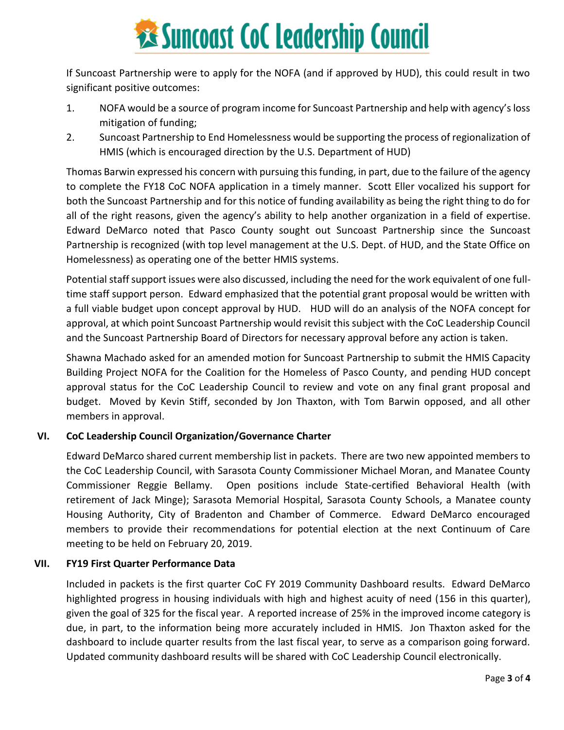If Suncoast Partnership were to apply for the NOFA (and if approved by HUD), this could result in two significant positive outcomes:

1. NOFA would be a source of program income for Suncoast Partnership and help with agency's loss mitigation of funding;
2. Suncoast Partnership to End Homelessness would be supporting the process of regionalization of HMIS (which is encouraged direction by the U.S. Department of HUD)

Thomas Barwin expressed his concern with pursuing this funding, in part, due to the failure of the agency to complete the FY18 CoC NOFA application in a timely manner. Scott Eller vocalized his support for both the Suncoast Partnership and for this notice of funding availability as being the right thing to do for all of the right reasons, given the agency's ability to help another organization in a field of expertise. Edward DeMarco noted that Pasco County sought out Suncoast Partnership since the Suncoast Partnership is recognized (with top level management at the U.S. Dept. of HUD, and the State Office on Homelessness) as operating one of the better HMIS systems.

Potential staff support issues were also discussed, including the need for the work equivalent of one full-time staff support person. Edward emphasized that the potential grant proposal would be written with a full viable budget upon concept approval by HUD. HUD will do an analysis of the NOFA concept for approval, at which point Suncoast Partnership would revisit this subject with the CoC Leadership Council and the Suncoast Partnership Board of Directors for necessary approval before any action is taken.

Shawna Machado asked for an amended motion for Suncoast Partnership to submit the HMIS Capacity Building Project NOFA for the Coalition for the Homeless of Pasco County, and pending HUD concept approval status for the CoC Leadership Council to review and vote on any final grant proposal and budget. Moved by Kevin Stiff, seconded by Jon Thaxton, with Tom Barwin opposed, and all other members in approval.

## VI. CoC Leadership Council Organization/Governance Charter

Edward DeMarco shared current membership list in packets. There are two new appointed members to the CoC Leadership Council, with Sarasota County Commissioner Michael Moran, and Manatee County Commissioner Reggie Bellamy. Open positions include State-certified Behavioral Health (with retirement of Jack Minge); Sarasota Memorial Hospital, Sarasota County Schools, a Manatee county Housing Authority, City of Bradenton and Chamber of Commerce. Edward DeMarco encouraged members to provide their recommendations for potential election at the next Continuum of Care meeting to be held on February 20, 2019.

## VII. FY19 First Quarter Performance Data

Included in packets is the first quarter CoC FY 2019 Community Dashboard results. Edward DeMarco highlighted progress in housing individuals with high and highest acuity of need (156 in this quarter), given the goal of 325 for the fiscal year. A reported increase of 25% in the improved income category is due, in part, to the information being more accurately included in HMIS. Jon Thaxton asked for the dashboard to include quarter results from the last fiscal year, to serve as a comparison going forward. Updated community dashboard results will be shared with CoC Leadership Council electronically.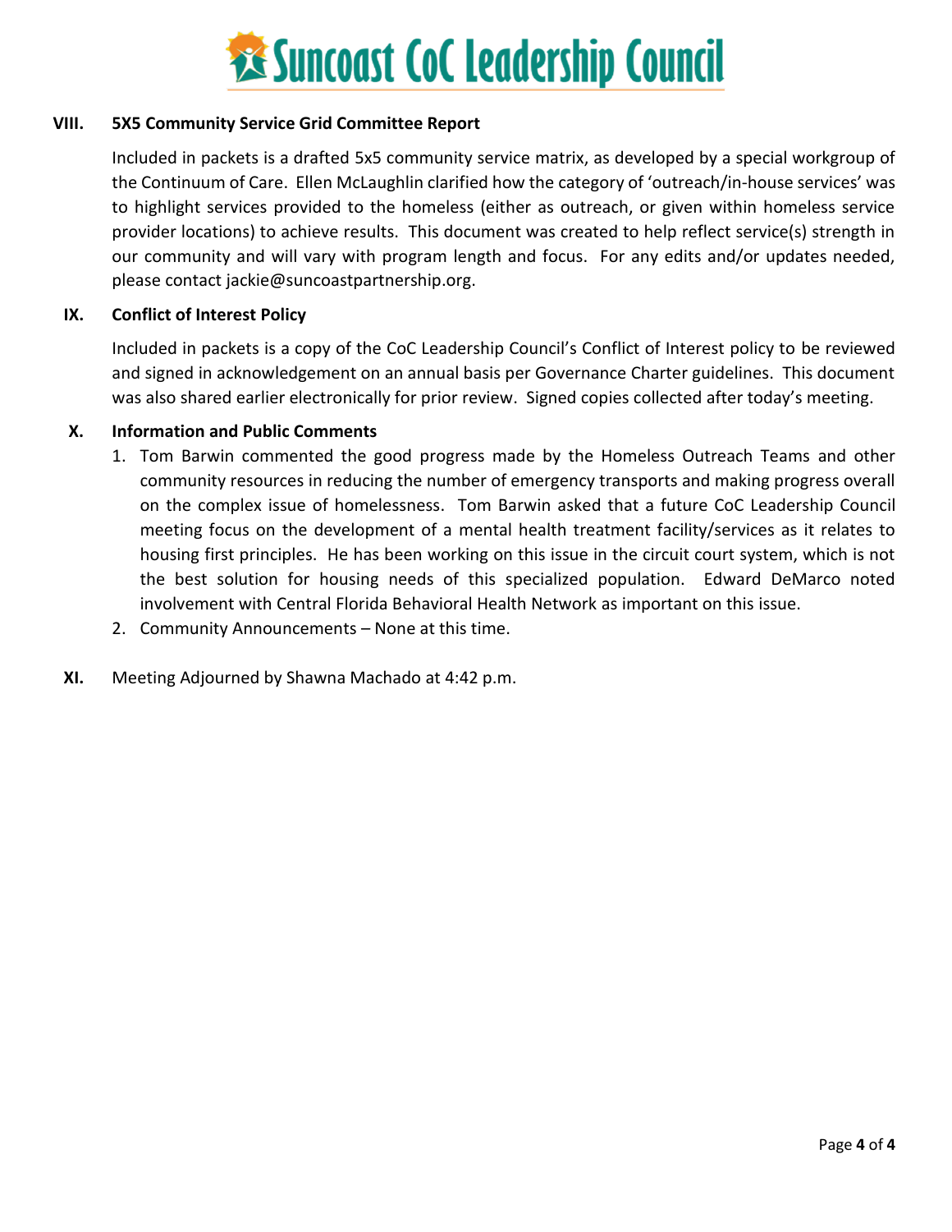### VIII. 5X5 Community Service Grid Committee Report

Included in packets is a drafted 5x5 community service matrix, as developed by a special workgroup of the Continuum of Care. Ellen McLaughlin clarified how the category of 'outreach/in-house services' was to highlight services provided to the homeless (either as outreach, or given within homeless service provider locations) to achieve results. This document was created to help reflect service(s) strength in our community and will vary with program length and focus. For any edits and/or updates needed, please contact jackie@suncoastpartnership.org.

### IX. Conflict of Interest Policy

Included in packets is a copy of the CoC Leadership Council's Conflict of Interest policy to be reviewed and signed in acknowledgement on an annual basis per Governance Charter guidelines. This document was also shared earlier electronically for prior review. Signed copies collected after today's meeting.

### X. Information and Public Comments

1. Tom Barwin commented the good progress made by the Homeless Outreach Teams and other community resources in reducing the number of emergency transports and making progress overall on the complex issue of homelessness. Tom Barwin asked that a future CoC Leadership Council meeting focus on the development of a mental health treatment facility/services as it relates to housing first principles. He has been working on this issue in the circuit court system, which is not the best solution for housing needs of this specialized population. Edward DeMarco noted involvement with Central Florida Behavioral Health Network as important on this issue.
2. Community Announcements – None at this time.

### XI. Meeting Adjourned by Shawna Machado at 4:42 p.m.